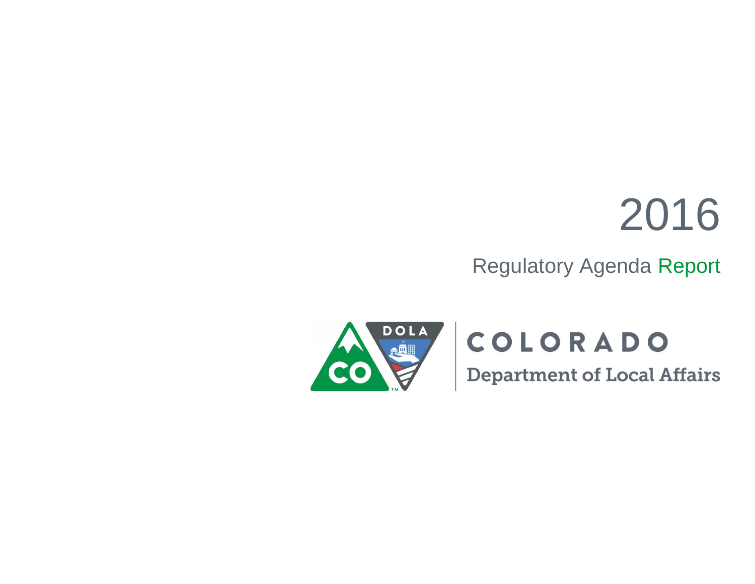# 2016

## Regulatory Agenda Report

COLORADO

Department of Local Affairs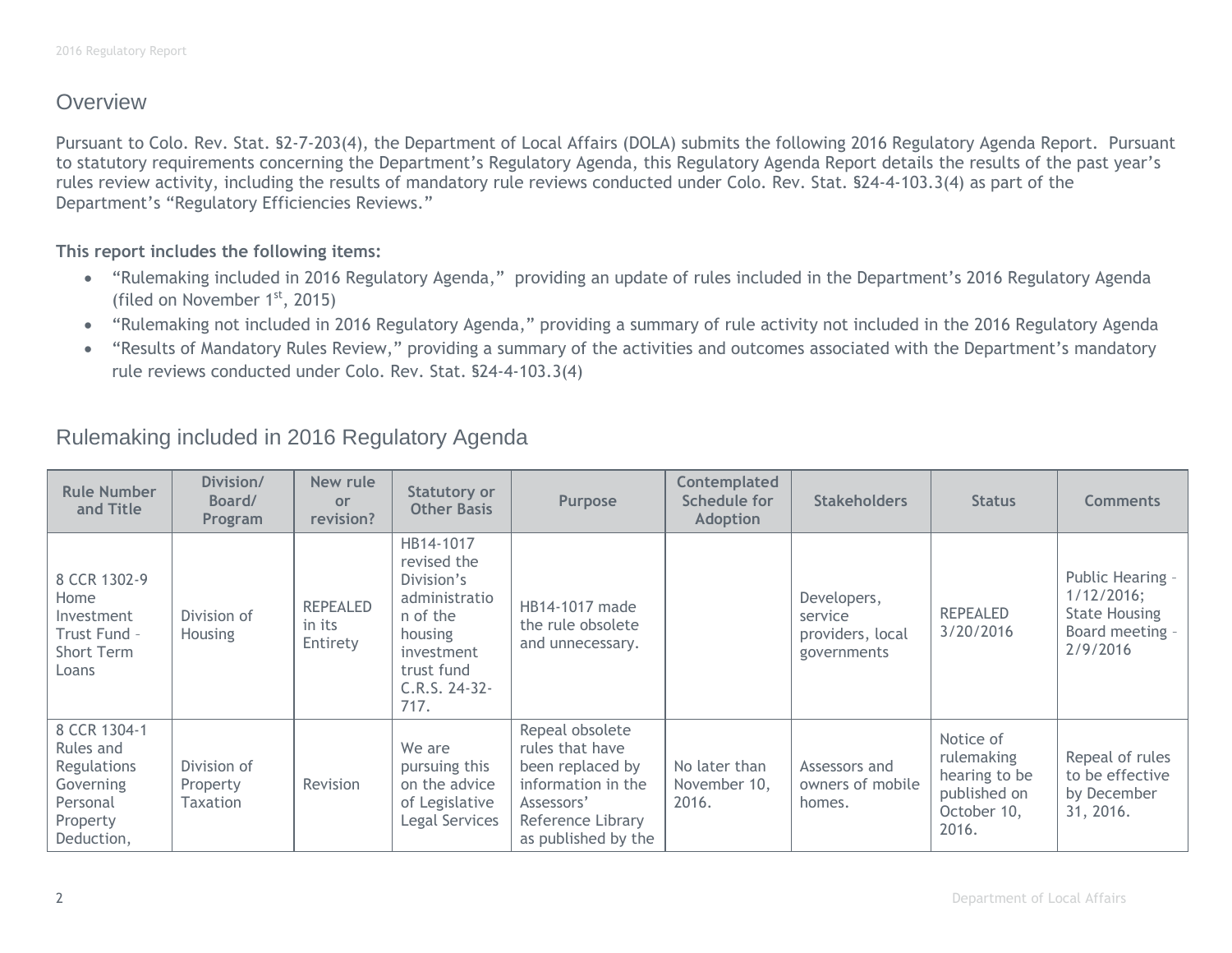## Overview

Pursuant to Colo. Rev. Stat. §2-7-203(4), the Department of Local Affairs (DOLA) submits the following 2016 Regulatory Agenda Report. Pursuant to statutory requirements concerning the Department's Regulatory Agenda, this Regulatory Agenda Report details the results of the past year's rules review activity, including the results of mandatory rule reviews conducted under Colo. Rev. Stat. §24-4-103.3(4) as part of the Department's "Regulatory Efficiencies Reviews."

**This report includes the following items:**

- "Rulemaking included in 2016 Regulatory Agenda," providing an update of rules included in the Department's 2016 Regulatory Agenda (filed on November 1st, 2015)
- "Rulemaking not included in 2016 Regulatory Agenda," providing a summary of rule activity not included in the 2016 Regulatory Agenda
- "Results of Mandatory Rules Review," providing a summary of the activities and outcomes associated with the Department's mandatory rule reviews conducted under Colo. Rev. Stat. §24-4-103.3(4)

## Rulemaking included in 2016 Regulatory Agenda

| Rule Number and Title | Division/ Board/ Program | New rule or revision? | Statutory or Other Basis | Purpose | Contemplated Schedule for Adoption | Stakeholders | Status | Comments |
|---|---|---|---|---|---|---|---|---|
| 8 CCR 1302-9 Home Investment Trust Fund – Short Term Loans | Division of Housing | REPEALED in its Entirety | HB14-1017 revised the Division's administration of the housing investment trust fund C.R.S. 24-32-717. | HB14-1017 made the rule obsolete and unnecessary. | | Developers, service providers, local governments | REPEALED 3/20/2016 | Public Hearing – 1/12/2016; State Housing Board meeting – 2/9/2016 |
| 8 CCR 1304-1 Rules and Regulations Governing Personal Property Deduction, | Division of Property Taxation | Revision | We are pursuing this on the advice of Legislative Legal Services | Repeal obsolete rules that have been replaced by information in the Assessors' Reference Library as published by the | No later than November 10, 2016. | Assessors and owners of mobile homes. | Notice of rulemaking hearing to be published on October 10, 2016. | Repeal of rules to be effective by December 31, 2016. |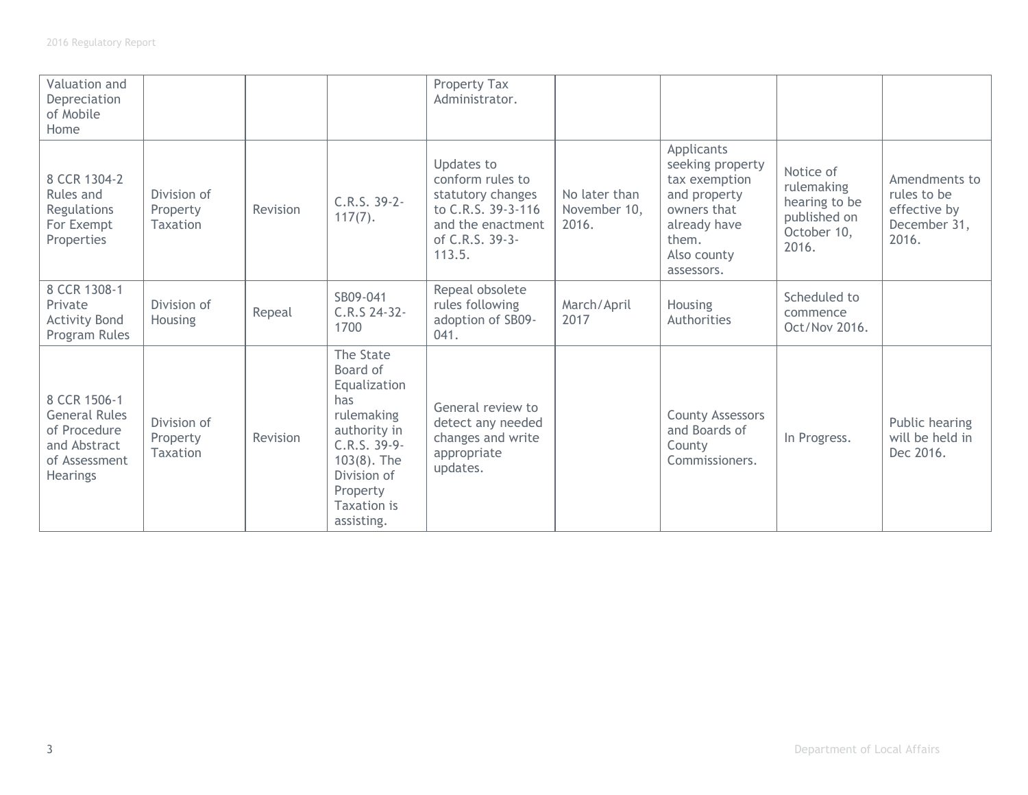| Valuation and Depreciation of Mobile Home | | | | Property Tax Administrator. | | | | |
|---|---|---|---|---|---|---|---|---|
| 8 CCR 1304-2 Rules and Regulations For Exempt Properties | Division of Property Taxation | Revision | C.R.S. 39-2-117(7). | Updates to conform rules to statutory changes to C.R.S. 39-3-116 and the enactment of C.R.S. 39-3-113.5. | No later than November 10, 2016. | Applicants seeking property tax exemption and property owners that already have them. Also county assessors. | Notice of rulemaking hearing to be published on October 10, 2016. | Amendments to rules to be effective by December 31, 2016. |
| 8 CCR 1308-1 Private Activity Bond Program Rules | Division of Housing | Repeal | SB09-041 C.R.S 24-32-1700 | Repeal obsolete rules following adoption of SB09-041. | March/April 2017 | Housing Authorities | Scheduled to commence Oct/Nov 2016. | |
| 8 CCR 1506-1 General Rules of Procedure and Abstract of Assessment Hearings | Division of Property Taxation | Revision | The State Board of Equalization has rulemaking authority in C.R.S. 39-9-103(8). The Division of Property Taxation is assisting. | General review to detect any needed changes and write appropriate updates. | | County Assessors and Boards of County Commissioners. | In Progress. | Public hearing will be held in Dec 2016. |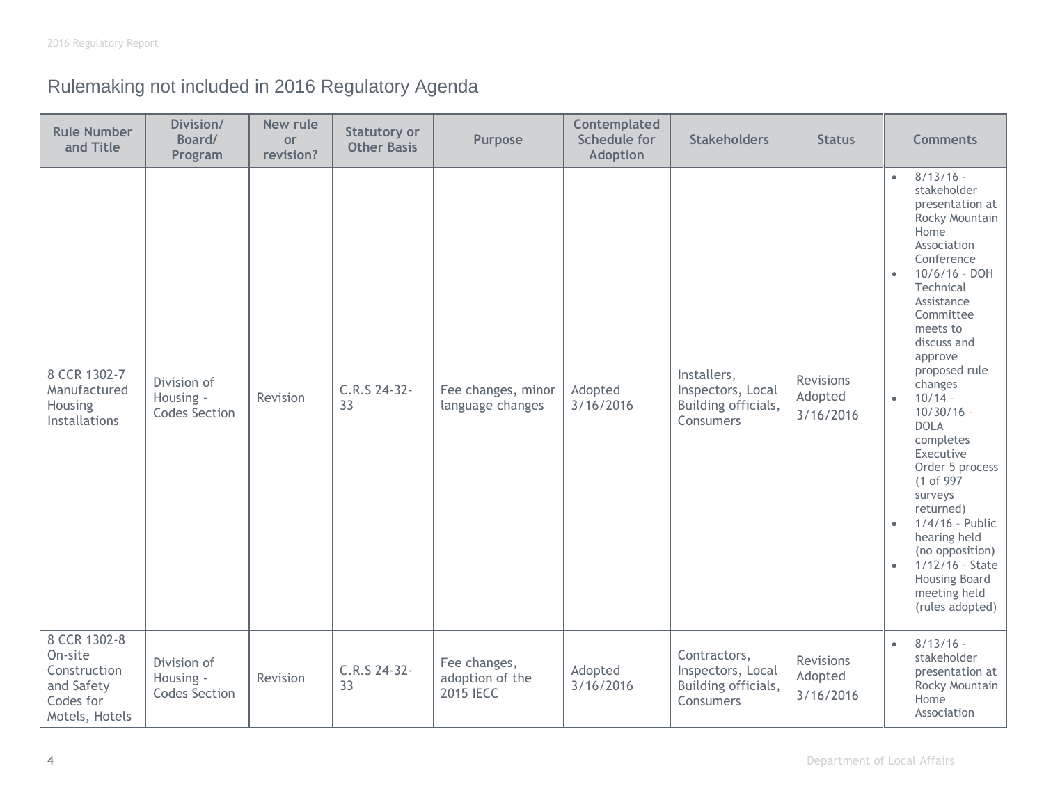## Rulemaking not included in 2016 Regulatory Agenda

| Rule Number and Title | Division/ Board/ Program | New rule or revision? | Statutory or Other Basis | Purpose | Contemplated Schedule for Adoption | Stakeholders | Status | Comments |
|---|---|---|---|---|---|---|---|---|
| 8 CCR 1302-7 Manufactured Housing Installations | Division of Housing - Codes Section | Revision | C.R.S 24-32-33 | Fee changes, minor language changes | Adopted 3/16/2016 | Installers, Inspectors, Local Building officials, Consumers | Revisions Adopted 3/16/2016 | • 8/13/16 – stakeholder presentation at Rocky Mountain Home Association Conference<br>• 10/6/16 – DOH Technical Assistance Committee meets to discuss and approve proposed rule changes<br>• 10/14 – 10/30/16 – DOLA completes Executive Order 5 process (1 of 997 surveys returned)<br>• 1/4/16 – Public hearing held (no opposition)<br>• 1/12/16 – State Housing Board meeting held (rules adopted) |
| 8 CCR 1302-8 On-site Construction and Safety Codes for Motels, Hotels | Division of Housing - Codes Section | Revision | C.R.S 24-32-33 | Fee changes, adoption of the 2015 IECC | Adopted 3/16/2016 | Contractors, Inspectors, Local Building officials, Consumers | Revisions Adopted 3/16/2016 | • 8/13/16 – stakeholder presentation at Rocky Mountain Home Association |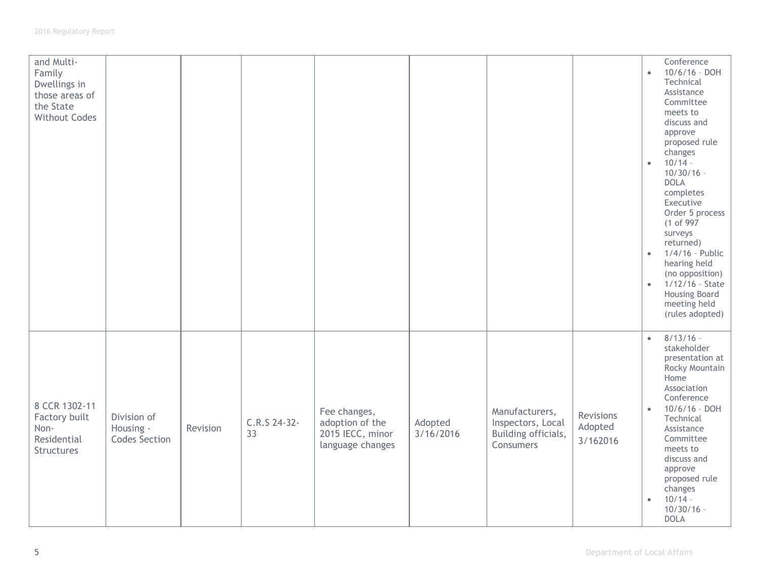| and Multi-Family Dwellings in those areas of the State Without Codes | | | | | | | | <ul><li>Conference</li><li>10/6/16 – DOH Technical Assistance Committee meets to discuss and approve proposed rule changes</li><li>10/14 – 10/30/16 – DOLA completes Executive Order 5 process (1 of 997 surveys returned)</li><li>1/4/16 – Public hearing held (no opposition)</li><li>1/12/16 – State Housing Board meeting held (rules adopted)</li></ul> |
|---|---|---|---|---|---|---|---|---|
| 8 CCR 1302-11 Factory built Non-Residential Structures | Division of Housing - Codes Section | Revision | C.R.S 24-32-33 | Fee changes, adoption of the 2015 IECC, minor language changes | Adopted 3/16/2016 | Manufacturers, Inspectors, Local Building officials, Consumers | Revisions Adopted 3/162016 | <ul><li>8/13/16 – stakeholder presentation at Rocky Mountain Home Association Conference</li><li>10/6/16 – DOH Technical Assistance Committee meets to discuss and approve proposed rule changes</li><li>10/14 – 10/30/16 – DOLA</li></ul> |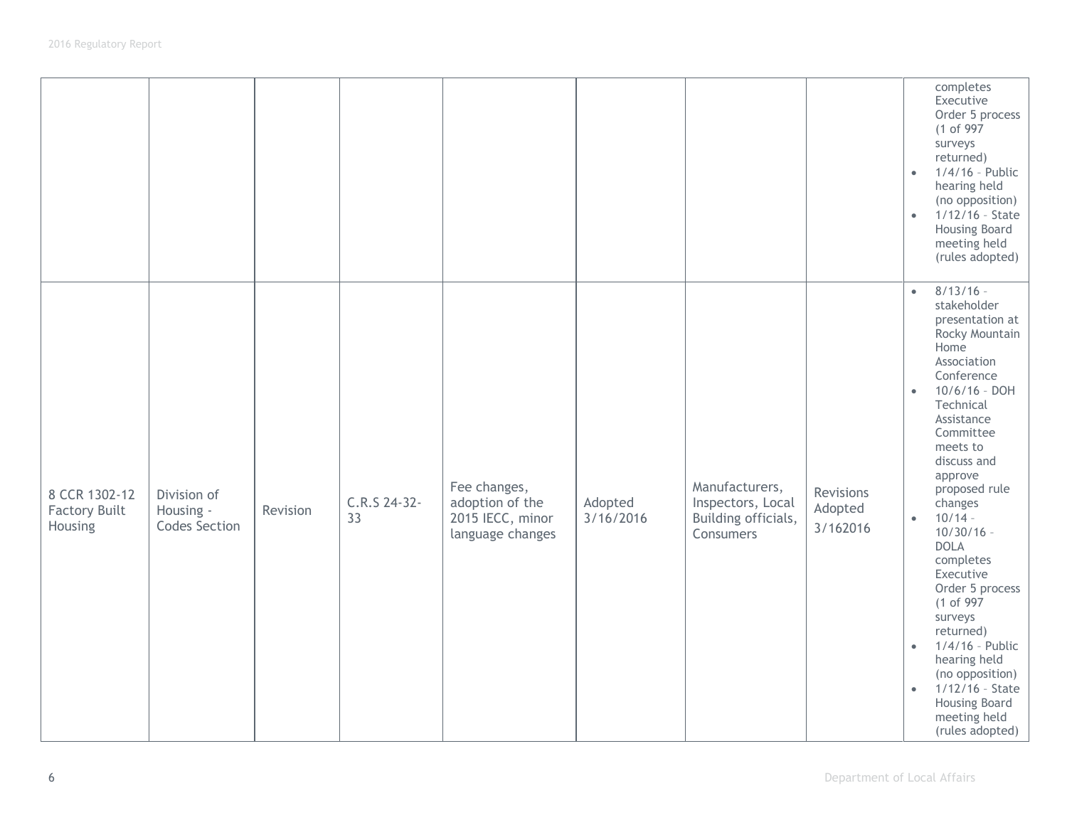| | | | | | | | | |
|---|---|---|---|---|---|---|---|---|
| | | | | | | | | completes Executive Order 5 process (1 of 997 surveys returned)<br>• 1/4/16 – Public hearing held (no opposition)<br>• 1/12/16 – State Housing Board meeting held (rules adopted) |
| 8 CCR 1302-12 Factory Built Housing | Division of Housing - Codes Section | Revision | C.R.S 24-32-33 | Fee changes, adoption of the 2015 IECC, minor language changes | Adopted 3/16/2016 | Manufacturers, Inspectors, Local Building officials, Consumers | Revisions Adopted 3/162016 | • 8/13/16 – stakeholder presentation at Rocky Mountain Home Association Conference<br>• 10/6/16 – DOH Technical Assistance Committee meets to discuss and approve proposed rule changes<br>• 10/14 – 10/30/16 – DOLA completes Executive Order 5 process (1 of 997 surveys returned)<br>• 1/4/16 – Public hearing held (no opposition)<br>• 1/12/16 – State Housing Board meeting held (rules adopted) |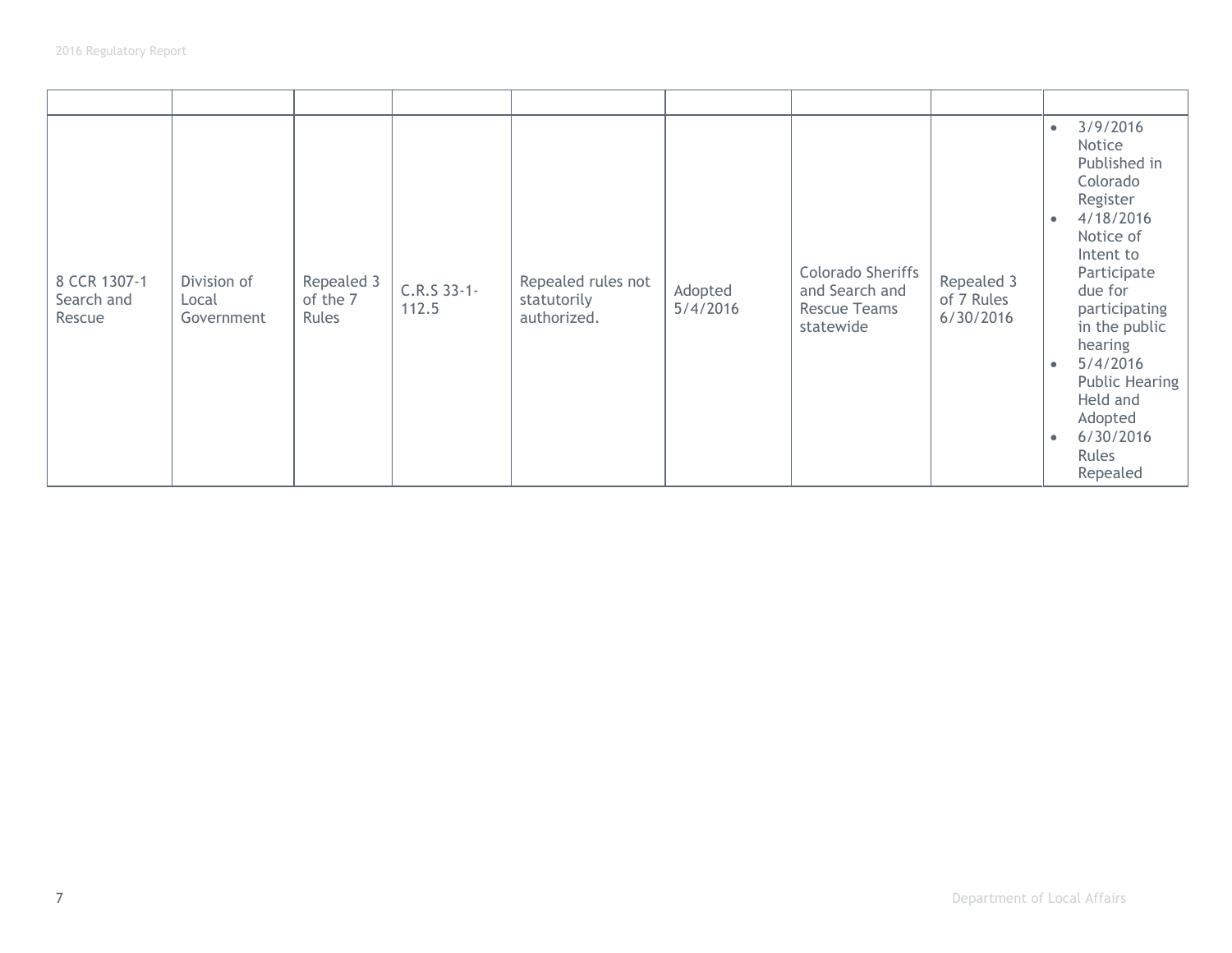| | | | | | | | | |
|---|---|---|---|---|---|---|---|---|
| 8 CCR 1307-1 Search and Rescue | Division of Local Government | Repealed 3 of the 7 Rules | C.R.S 33-1-112.5 | Repealed rules not statutorily authorized. | Adopted 5/4/2016 | Colorado Sheriffs and Search and Rescue Teams statewide | Repealed 3 of 7 Rules 6/30/2016 | • 3/9/2016 Notice Published in Colorado Register<br>• 4/18/2016 Notice of Intent to Participate due for participating in the public hearing<br>• 5/4/2016 Public Hearing Held and Adopted<br>• 6/30/2016 Rules Repealed |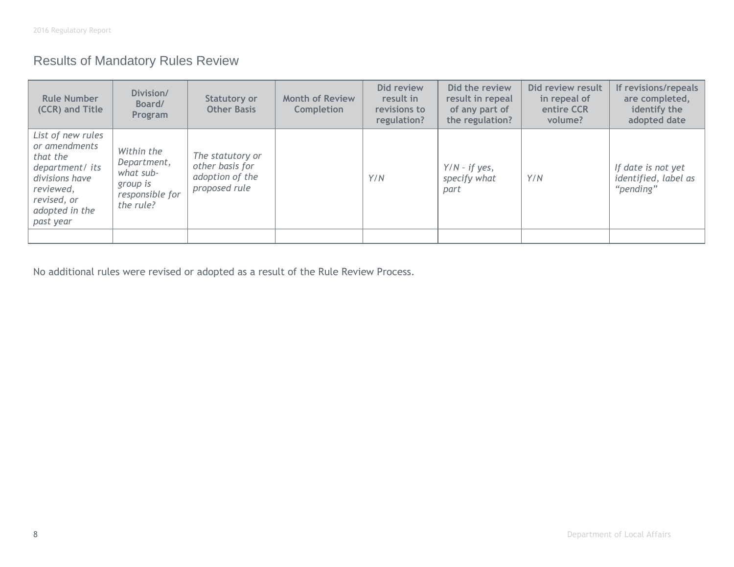## Results of Mandatory Rules Review

| Rule Number (CCR) and Title | Division/ Board/ Program | Statutory or Other Basis | Month of Review Completion | Did review result in revisions to regulation? | Did the review result in repeal of any part of the regulation? | Did review result in repeal of entire CCR volume? | If revisions/repeals are completed, identify the adopted date |
|---|---|---|---|---|---|---|---|
| *List of new rules or amendments that the department/ its divisions have reviewed, revised, or adopted in the past year* | *Within the Department, what sub-group is responsible for the rule?* | *The statutory or other basis for adoption of the proposed rule* | | *Y/N* | *Y/N – if yes, specify what part* | *Y/N* | *If date is not yet identified, label as "pending"* |
| | | | | | | | |

No additional rules were revised or adopted as a result of the Rule Review Process.